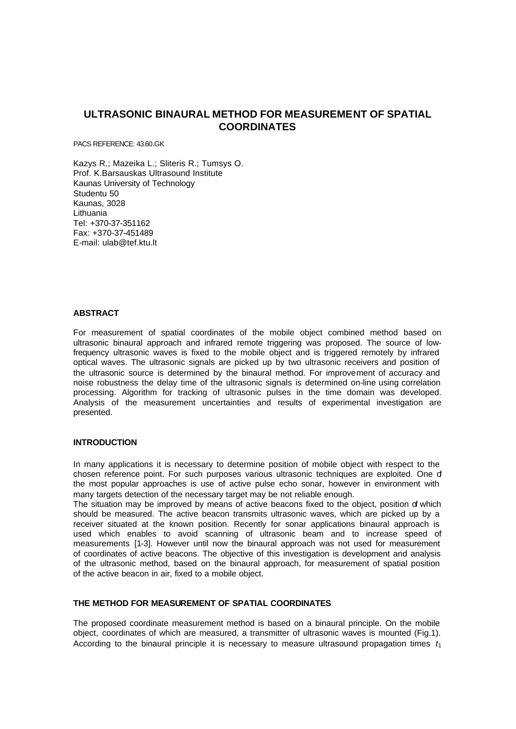# ULTRASONIC BINAURAL METHOD FOR MEASUREMENT OF SPATIAL COORDINATES

PACS REFERENCE: 43.60.GK

Kazys R.; Mazeika L.; Sliteris R.; Tumsys O.
Prof. K.Barsauskas Ultrasound Institute
Kaunas University of Technology
Studentu 50
Kaunas, 3028
Lithuania
Tel: +370-37-351162
Fax: +370-37-451489
E-mail: ulab@tef.ktu.lt

### ABSTRACT

For measurement of spatial coordinates of the mobile object combined method based on ultrasonic binaural approach and infrared remote triggering was proposed. The source of low-frequency ultrasonic waves is fixed to the mobile object and is triggered remotely by infrared optical waves. The ultrasonic signals are picked up by two ultrasonic receivers and position of the ultrasonic source is determined by the binaural method. For improvement of accuracy and noise robustness the delay time of the ultrasonic signals is determined on-line using correlation processing. Algorithm for tracking of ultrasonic pulses in the time domain was developed. Analysis of the measurement uncertainties and results of experimental investigation are presented.

### INTRODUCTION

In many applications it is necessary to determine position of mobile object with respect to the chosen reference point. For such purposes various ultrasonic techniques are exploited. One of the most popular approaches is use of active pulse echo sonar, however in environment with many targets detection of the necessary target may be not reliable enough.

The situation may be improved by means of active beacons fixed to the object, position of which should be measured. The active beacon transmits ultrasonic waves, which are picked up by a receiver situated at the known position. Recently for sonar applications binaural approach is used which enables to avoid scanning of ultrasonic beam and to increase speed of measurements [1-3]. However until now the binaural approach was not used for measurement of coordinates of active beacons. The objective of this investigation is development and analysis of the ultrasonic method, based on the binaural approach, for measurement of spatial position of the active beacon in air, fixed to a mobile object.

### THE METHOD FOR MEASUREMENT OF SPATIAL COORDINATES

The proposed coordinate measurement method is based on a binaural principle. On the mobile object, coordinates of which are measured, a transmitter of ultrasonic waves is mounted (Fig.1). According to the binaural principle it is necessary to measure ultrasound propagation times $t_1$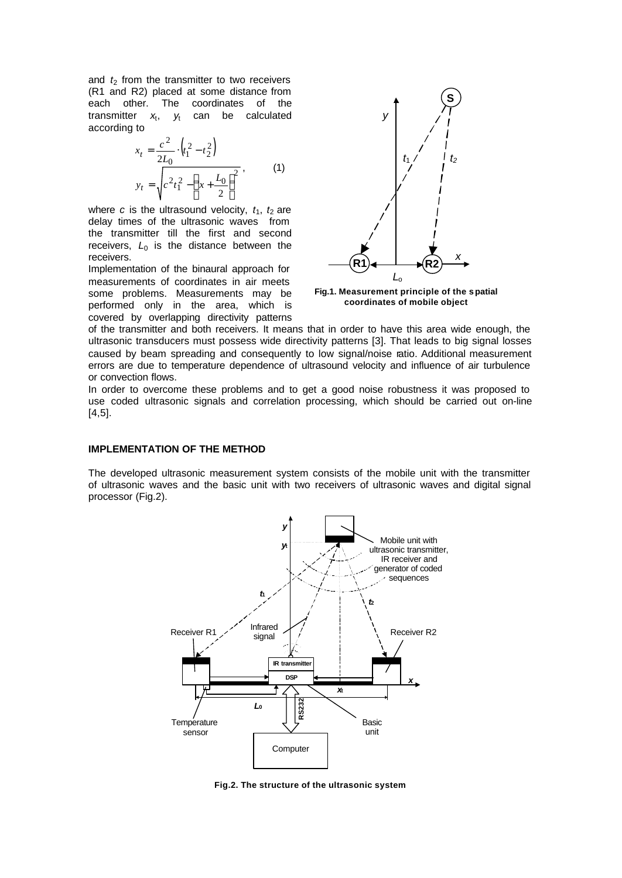and $t_2$ from the transmitter to two receivers (R1 and R2) placed at some distance from each other. The coordinates of the transmitter $x_t$, $y_t$ can be calculated according to

$$x_t = \frac{c^2}{2L_0} \cdot \left(t_1^2 - t_2^2\right)$$
$$y_t = \sqrt{c^2 t_1^2 - \left(x + \frac{L_0}{2}\right)^2}, \qquad (1)$$

where $c$ is the ultrasound velocity, $t_1$, $t_2$ are delay times of the ultrasonic waves from the transmitter till the first and second receivers, $L_0$ is the distance between the receivers.

Fig.1. Measurement principle of the spatial coordinates of mobile object

Implementation of the binaural approach for measurements of coordinates in air meets some problems. Measurements may be performed only in the area, which is covered by overlapping directivity patterns of the transmitter and both receivers. It means that in order to have this area wide enough, the ultrasonic transducers must possess wide directivity patterns [3]. That leads to big signal losses caused by beam spreading and consequently to low signal/noise ratio. Additional measurement errors are due to temperature dependence of ultrasound velocity and influence of air turbulence or convection flows.

In order to overcome these problems and to get a good noise robustness it was proposed to use coded ultrasonic signals and correlation processing, which should be carried out on-line [4,5].

### IMPLEMENTATION OF THE METHOD

The developed ultrasonic measurement system consists of the mobile unit with the transmitter of ultrasonic waves and the basic unit with two receivers of ultrasonic waves and digital signal processor (Fig.2).

Fig.2. The structure of the ultrasonic system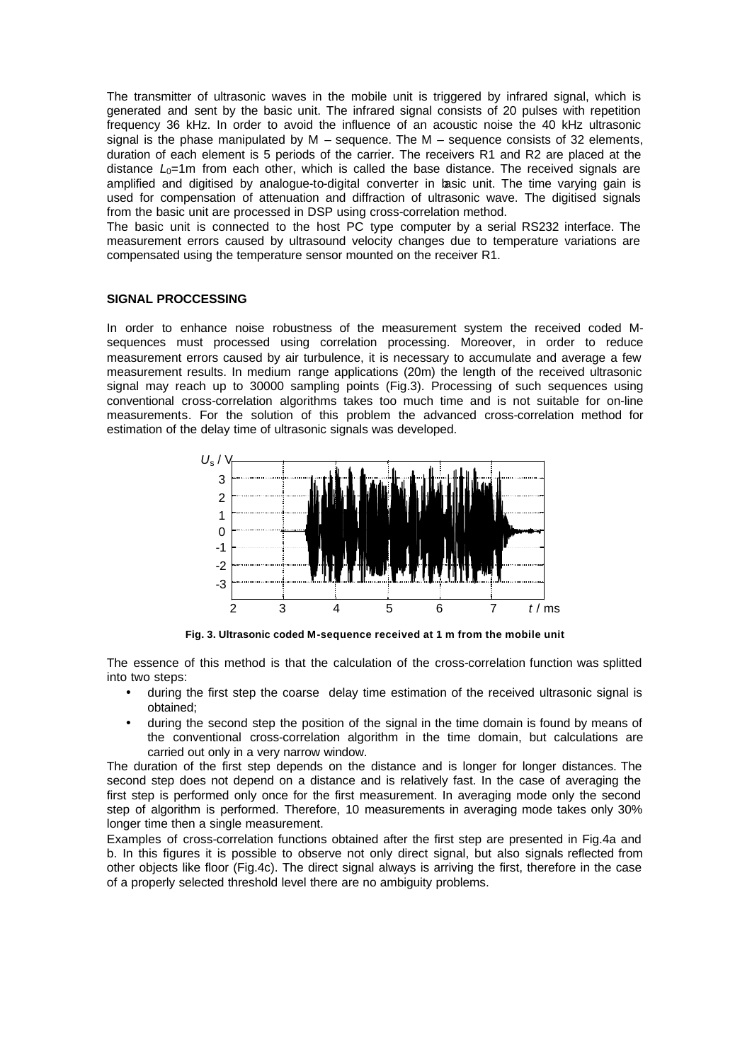The transmitter of ultrasonic waves in the mobile unit is triggered by infrared signal, which is generated and sent by the basic unit. The infrared signal consists of 20 pulses with repetition frequency 36 kHz. In order to avoid the influence of an acoustic noise the 40 kHz ultrasonic signal is the phase manipulated by M – sequence. The M – sequence consists of 32 elements, duration of each element is 5 periods of the carrier. The receivers R1 and R2 are placed at the distance $L_0$=1m from each other, which is called the base distance. The received signals are amplified and digitised by analogue-to-digital converter in basic unit. The time varying gain is used for compensation of attenuation and diffraction of ultrasonic wave. The digitised signals from the basic unit are processed in DSP using cross-correlation method.

The basic unit is connected to the host PC type computer by a serial RS232 interface. The measurement errors caused by ultrasound velocity changes due to temperature variations are compensated using the temperature sensor mounted on the receiver R1.

## SIGNAL PROCCESSING

In order to enhance noise robustness of the measurement system the received coded M-sequences must processed using correlation processing. Moreover, in order to reduce measurement errors caused by air turbulence, it is necessary to accumulate and average a few measurement results. In medium range applications (20m) the length of the received ultrasonic signal may reach up to 30000 sampling points (Fig.3). Processing of such sequences using conventional cross-correlation algorithms takes too much time and is not suitable for on-line measurements. For the solution of this problem the advanced cross-correlation method for estimation of the delay time of ultrasonic signals was developed.

**Fig. 3. Ultrasonic coded M-sequence received at 1 m from the mobile unit**

The essence of this method is that the calculation of the cross-correlation function was splitted into two steps:

- during the first step the coarse delay time estimation of the received ultrasonic signal is obtained;
- during the second step the position of the signal in the time domain is found by means of the conventional cross-correlation algorithm in the time domain, but calculations are carried out only in a very narrow window.

The duration of the first step depends on the distance and is longer for longer distances. The second step does not depend on a distance and is relatively fast. In the case of averaging the first step is performed only once for the first measurement. In averaging mode only the second step of algorithm is performed. Therefore, 10 measurements in averaging mode takes only 30% longer time then a single measurement.

Examples of cross-correlation functions obtained after the first step are presented in Fig.4a and b. In this figures it is possible to observe not only direct signal, but also signals reflected from other objects like floor (Fig.4c). The direct signal always is arriving the first, therefore in the case of a properly selected threshold level there are no ambiguity problems.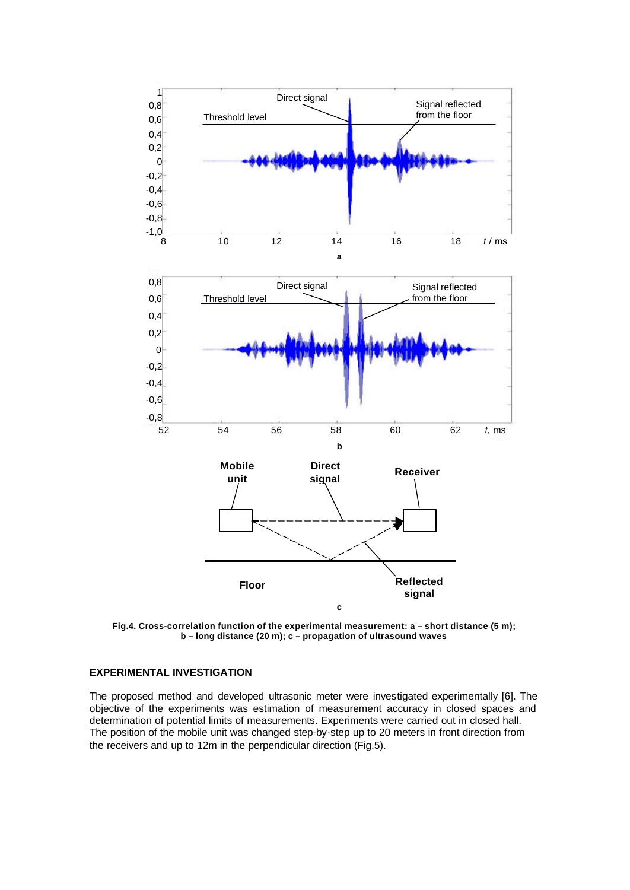**Fig.4. Cross-correlation function of the experimental measurement: a – short distance (5 m); b – long distance (20 m); c – propagation of ultrasound waves**

## EXPERIMENTAL INVESTIGATION

The proposed method and developed ultrasonic meter were investigated experimentally [6]. The objective of the experiments was estimation of measurement accuracy in closed spaces and determination of potential limits of measurements. Experiments were carried out in closed hall. The position of the mobile unit was changed step-by-step up to 20 meters in front direction from the receivers and up to 12m in the perpendicular direction (Fig.5).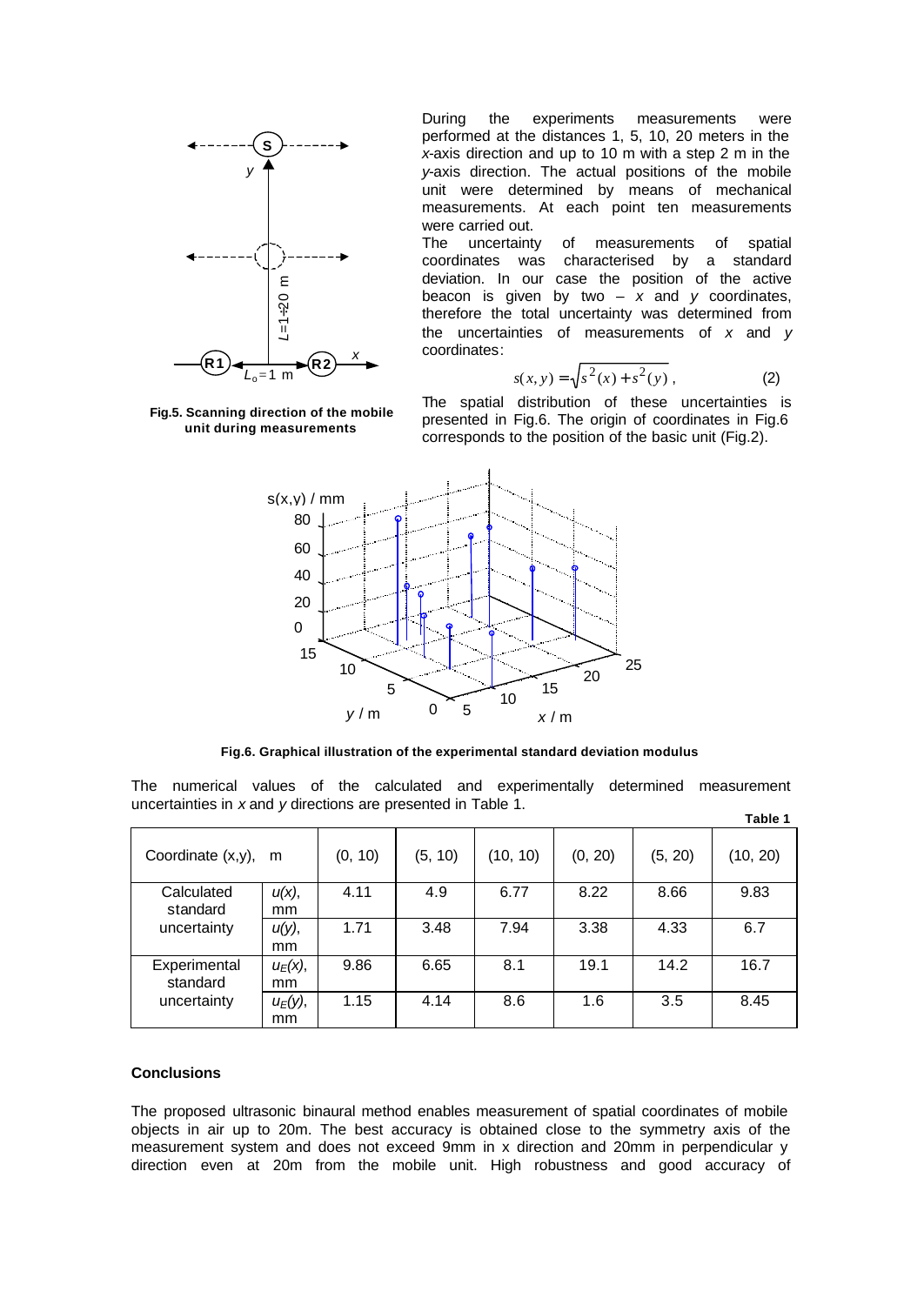Fig.5. Scanning direction of the mobile unit during measurements

During the experiments measurements were performed at the distances 1, 5, 10, 20 meters in the *x*-axis direction and up to 10 m with a step 2 m in the *y*-axis direction. The actual positions of the mobile unit were determined by means of mechanical measurements. At each point ten measurements were carried out.

The uncertainty of measurements of spatial coordinates was characterised by a standard deviation. In our case the position of the active beacon is given by two – *x* and *y* coordinates, therefore the total uncertainty was determined from the uncertainties of measurements of *x* and *y* coordinates:

$$s(x, y) = \sqrt{s^2(x) + s^2(y)}\,, \qquad (2)$$

The spatial distribution of these uncertainties is presented in Fig.6. The origin of coordinates in Fig.6 corresponds to the position of the basic unit (Fig.2).

Fig.6. Graphical illustration of the experimental standard deviation modulus

The numerical values of the calculated and experimentally determined measurement uncertainties in *x* and *y* directions are presented in Table 1.

**Table 1**

| Coordinate (x,y), m | | (0, 10) | (5, 10) | (10, 10) | (0, 20) | (5, 20) | (10, 20) |
|---|---|---|---|---|---|---|---|
| Calculated standard uncertainty | $u(x)$, mm | 4.11 | 4.9 | 6.77 | 8.22 | 8.66 | 9.83 |
| | $u(y)$, mm | 1.71 | 3.48 | 7.94 | 3.38 | 4.33 | 6.7 |
| Experimental standard uncertainty | $u_E(x)$, mm | 9.86 | 6.65 | 8.1 | 19.1 | 14.2 | 16.7 |
| | $u_E(y)$, mm | 1.15 | 4.14 | 8.6 | 1.6 | 3.5 | 8.45 |

## Conclusions

The proposed ultrasonic binaural method enables measurement of spatial coordinates of mobile objects in air up to 20m. The best accuracy is obtained close to the symmetry axis of the measurement system and does not exceed 9mm in x direction and 20mm in perpendicular y direction even at 20m from the mobile unit. High robustness and good accuracy of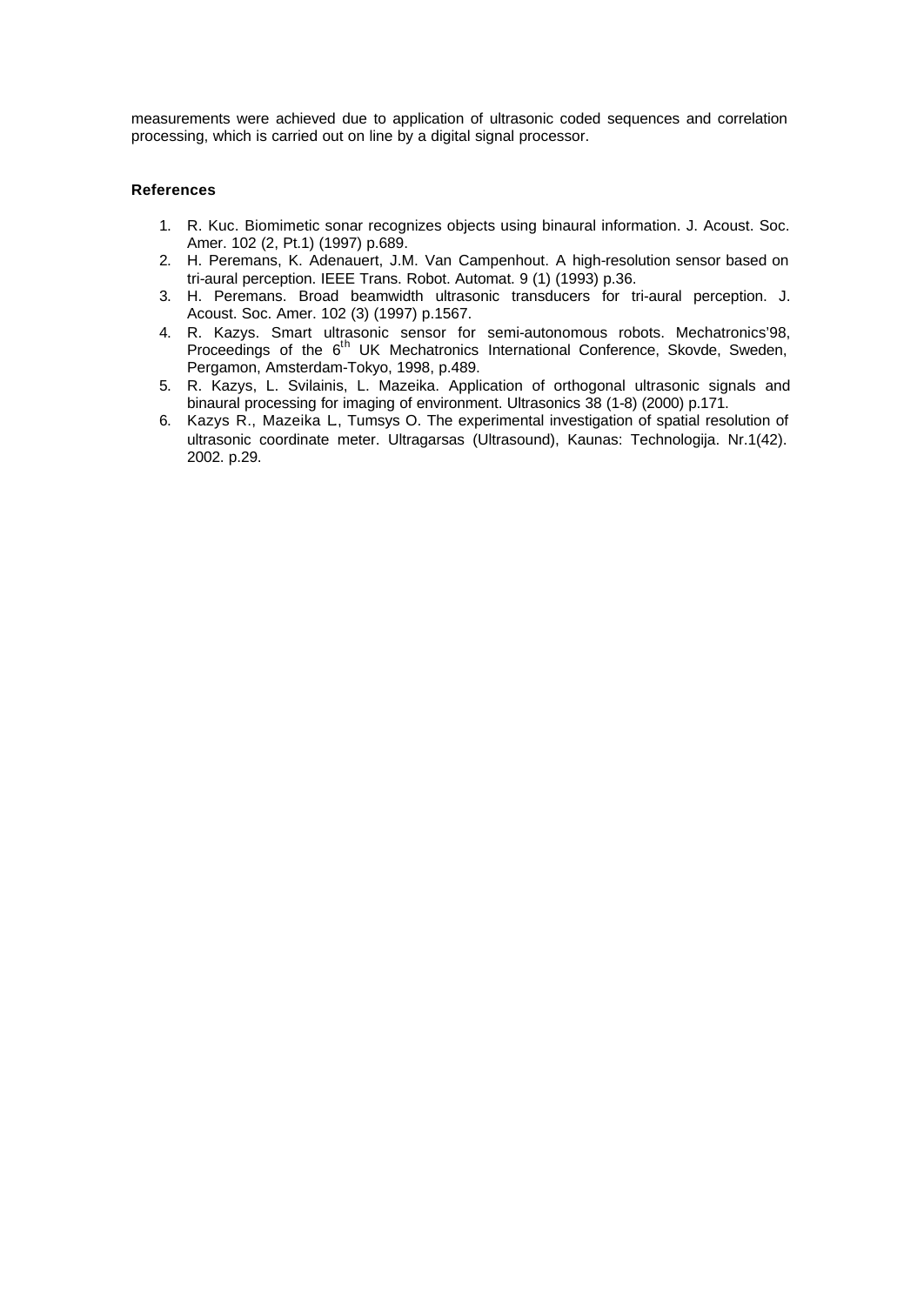measurements were achieved due to application of ultrasonic coded sequences and correlation processing, which is carried out on line by a digital signal processor.

**References**

1. R. Kuc. Biomimetic sonar recognizes objects using binaural information. J. Acoust. Soc. Amer. 102 (2, Pt.1) (1997) p.689.
2. H. Peremans, K. Adenauert, J.M. Van Campenhout. A high-resolution sensor based on tri-aural perception. IEEE Trans. Robot. Automat. 9 (1) (1993) p.36.
3. H. Peremans. Broad beamwidth ultrasonic transducers for tri-aural perception. J. Acoust. Soc. Amer. 102 (3) (1997) p.1567.
4. R. Kazys. Smart ultrasonic sensor for semi-autonomous robots. Mechatronics'98, Proceedings of the 6th UK Mechatronics International Conference, Skovde, Sweden, Pergamon, Amsterdam-Tokyo, 1998, p.489.
5. R. Kazys, L. Svilainis, L. Mazeika. Application of orthogonal ultrasonic signals and binaural processing for imaging of environment. Ultrasonics 38 (1-8) (2000) p.171.
6. Kazys R., Mazeika L, Tumsys O. The experimental investigation of spatial resolution of ultrasonic coordinate meter. Ultragarsas (Ultrasound), Kaunas: Technologija. Nr.1(42). 2002. p.29.